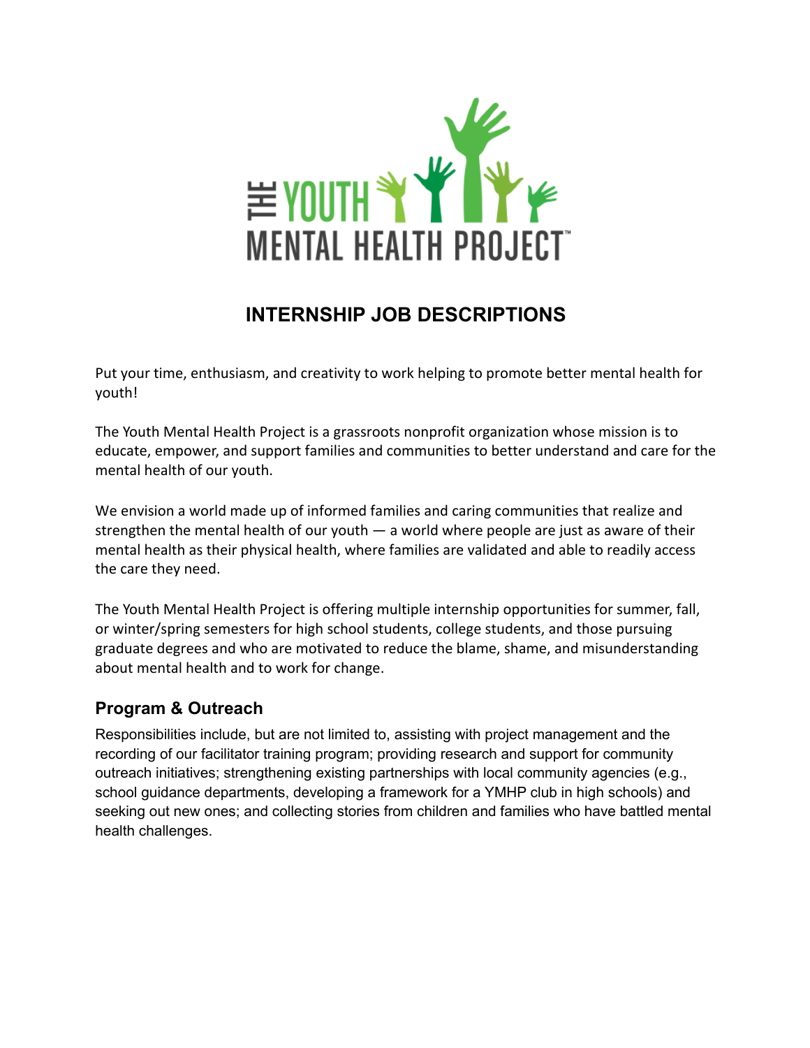# INTERNSHIP JOB DESCRIPTIONS

Put your time, enthusiasm, and creativity to work helping to promote better mental health for youth!

The Youth Mental Health Project is a grassroots nonprofit organization whose mission is to educate, empower, and support families and communities to better understand and care for the mental health of our youth.

We envision a world made up of informed families and caring communities that realize and strengthen the mental health of our youth — a world where people are just as aware of their mental health as their physical health, where families are validated and able to readily access the care they need.

The Youth Mental Health Project is offering multiple internship opportunities for summer, fall, or winter/spring semesters for high school students, college students, and those pursuing graduate degrees and who are motivated to reduce the blame, shame, and misunderstanding about mental health and to work for change.

## Program & Outreach

Responsibilities include, but are not limited to, assisting with project management and the recording of our facilitator training program; providing research and support for community outreach initiatives; strengthening existing partnerships with local community agencies (e.g., school guidance departments, developing a framework for a YMHP club in high schools) and seeking out new ones; and collecting stories from children and families who have battled mental health challenges.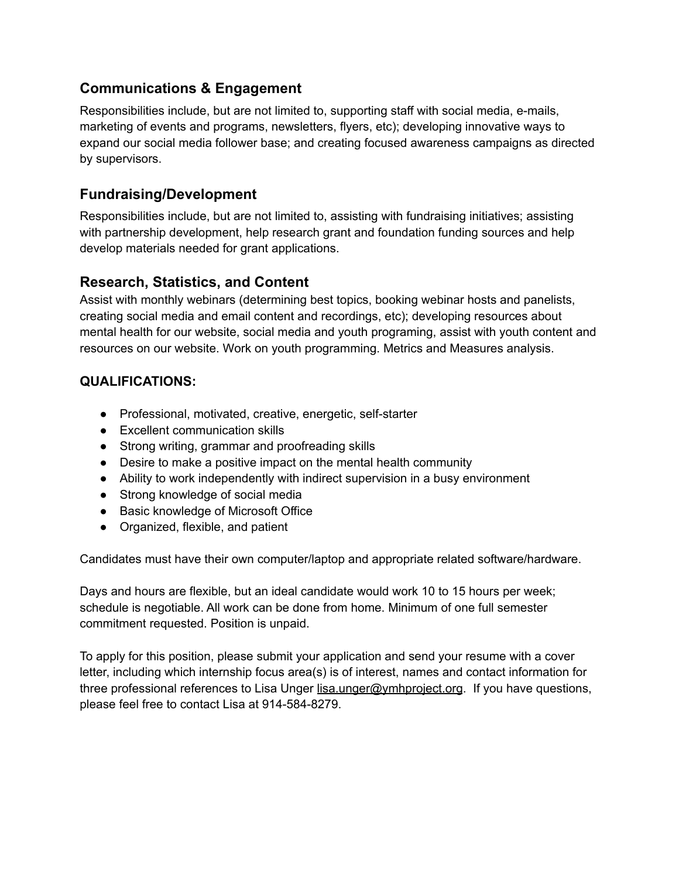## Communications & Engagement

Responsibilities include, but are not limited to, supporting staff with social media, e-mails, marketing of events and programs, newsletters, flyers, etc); developing innovative ways to expand our social media follower base; and creating focused awareness campaigns as directed by supervisors.

## Fundraising/Development

Responsibilities include, but are not limited to, assisting with fundraising initiatives; assisting with partnership development, help research grant and foundation funding sources and help develop materials needed for grant applications.

## Research, Statistics, and Content

Assist with monthly webinars (determining best topics, booking webinar hosts and panelists, creating social media and email content and recordings, etc); developing resources about mental health for our website, social media and youth programing, assist with youth content and resources on our website. Work on youth programming. Metrics and Measures analysis.

**QUALIFICATIONS:**

- Professional, motivated, creative, energetic, self-starter
- Excellent communication skills
- Strong writing, grammar and proofreading skills
- Desire to make a positive impact on the mental health community
- Ability to work independently with indirect supervision in a busy environment
- Strong knowledge of social media
- Basic knowledge of Microsoft Office
- Organized, flexible, and patient

Candidates must have their own computer/laptop and appropriate related software/hardware.

Days and hours are flexible, but an ideal candidate would work 10 to 15 hours per week; schedule is negotiable. All work can be done from home. Minimum of one full semester commitment requested. Position is unpaid.

To apply for this position, please submit your application and send your resume with a cover letter, including which internship focus area(s) is of interest, names and contact information for three professional references to Lisa Unger lisa.unger@ymhproject.org. If you have questions, please feel free to contact Lisa at 914-584-8279.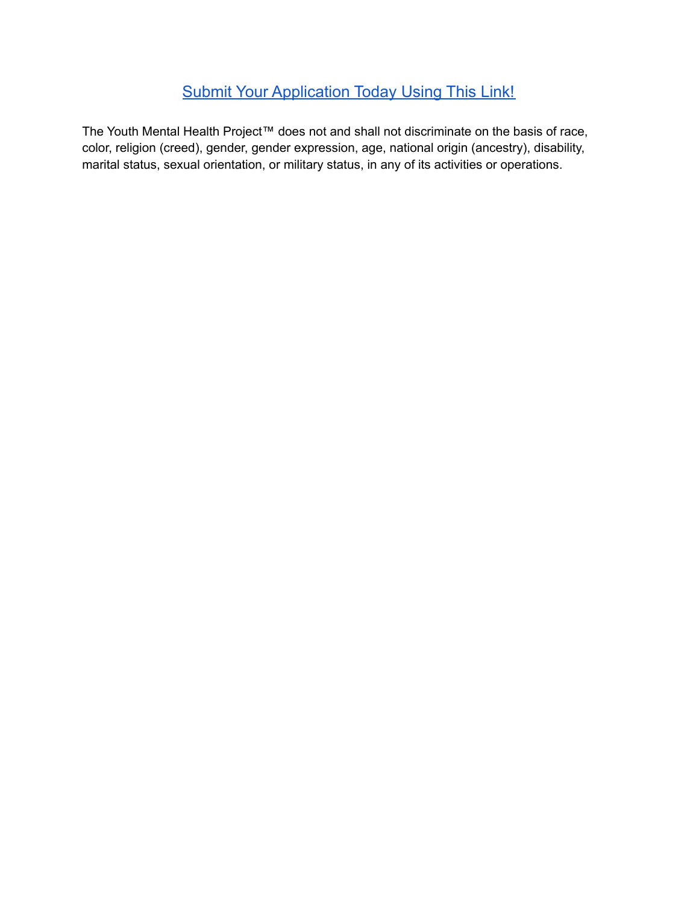Submit Your Application Today Using This Link!

The Youth Mental Health Project™ does not and shall not discriminate on the basis of race, color, religion (creed), gender, gender expression, age, national origin (ancestry), disability, marital status, sexual orientation, or military status, in any of its activities or operations.